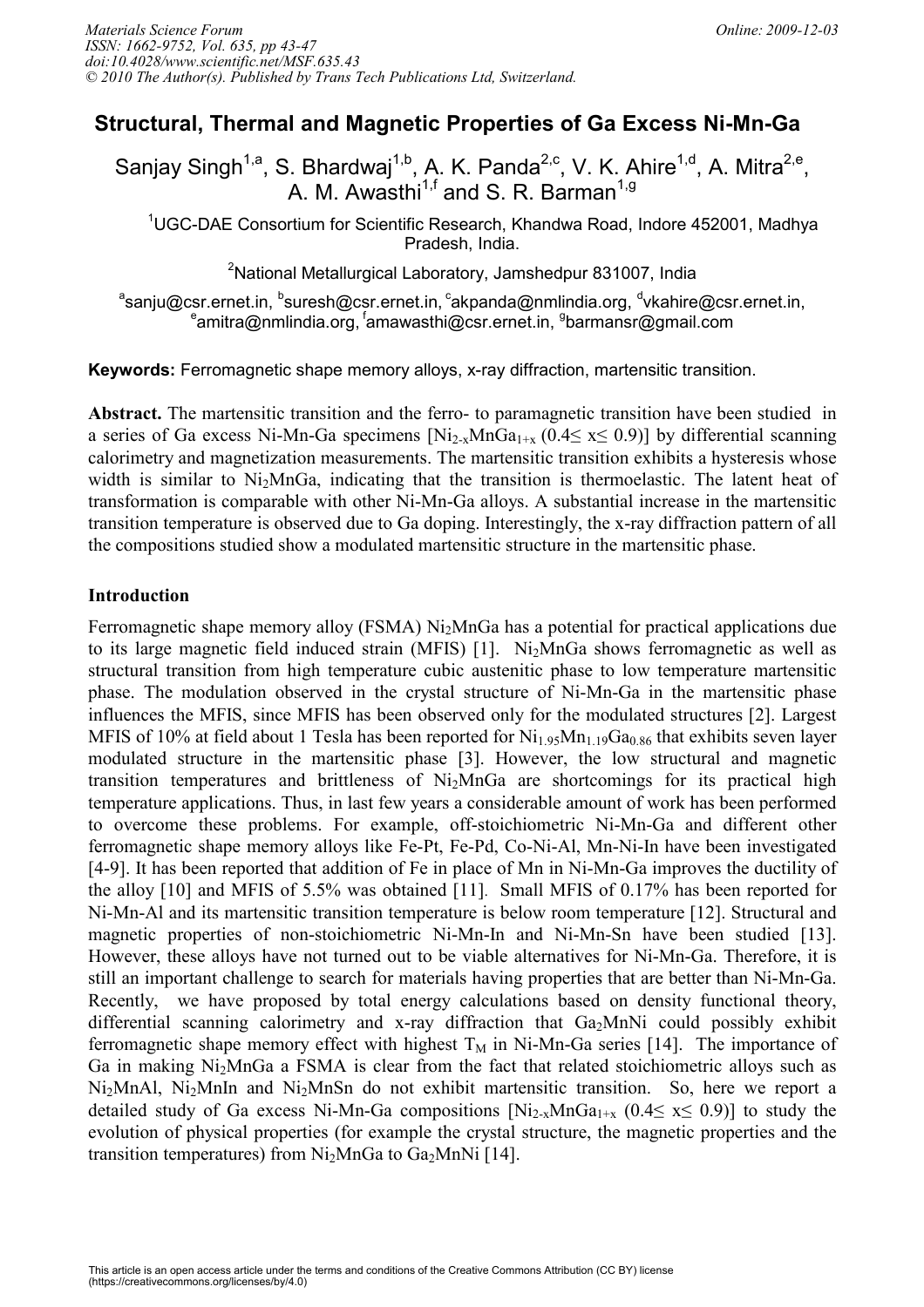# Structural, Thermal and Magnetic Properties of Ga Excess Ni-Mn-Ga

Sanjay Singh[1,a], S. Bhardwaj[1,b], A. K. Panda[2,c], V. K. Ahire[1,d], A. Mitra[2,e], A. M. Awasthi[1,f] and S. R. Barman[1,g]

[1]UGC-DAE Consortium for Scientific Research, Khandwa Road, Indore 452001, Madhya Pradesh, India.

[2]National Metallurgical Laboratory, Jamshedpur 831007, India

[a]sanju@csr.ernet.in, [b]suresh@csr.ernet.in, [c]akpanda@nmlindia.org, [d]vkahire@csr.ernet.in, [e]amitra@nmlindia.org, [f]amawasthi@csr.ernet.in, [g]barmansr@gmail.com

**Keywords:** Ferromagnetic shape memory alloys, x-ray diffraction, martensitic transition.

**Abstract.** The martensitic transition and the ferro- to paramagnetic transition have been studied in a series of Ga excess Ni-Mn-Ga specimens [$Ni_{2-x}MnGa_{1+x}$ ($0.4\leq x\leq 0.9$)] by differential scanning calorimetry and magnetization measurements. The martensitic transition exhibits a hysteresis whose width is similar to $Ni_2MnGa$, indicating that the transition is thermoelastic. The latent heat of transformation is comparable with other Ni-Mn-Ga alloys. A substantial increase in the martensitic transition temperature is observed due to Ga doping. Interestingly, the x-ray diffraction pattern of all the compositions studied show a modulated martensitic structure in the martensitic phase.

## Introduction

Ferromagnetic shape memory alloy (FSMA) $Ni_2MnGa$ has a potential for practical applications due to its large magnetic field induced strain (MFIS) [1]. $Ni_2MnGa$ shows ferromagnetic as well as structural transition from high temperature cubic austenitic phase to low temperature martensitic phase. The modulation observed in the crystal structure of Ni-Mn-Ga in the martensitic phase influences the MFIS, since MFIS has been observed only for the modulated structures [2]. Largest MFIS of 10% at field about 1 Tesla has been reported for $Ni_{1.95}Mn_{1.19}Ga_{0.86}$ that exhibits seven layer modulated structure in the martensitic phase [3]. However, the low structural and magnetic transition temperatures and brittleness of $Ni_2MnGa$ are shortcomings for its practical high temperature applications. Thus, in last few years a considerable amount of work has been performed to overcome these problems. For example, off-stoichiometric Ni-Mn-Ga and different other ferromagnetic shape memory alloys like Fe-Pt, Fe-Pd, Co-Ni-Al, Mn-Ni-In have been investigated [4-9]. It has been reported that addition of Fe in place of Mn in Ni-Mn-Ga improves the ductility of the alloy [10] and MFIS of 5.5% was obtained [11]. Small MFIS of 0.17% has been reported for Ni-Mn-Al and its martensitic transition temperature is below room temperature [12]. Structural and magnetic properties of non-stoichiometric Ni-Mn-In and Ni-Mn-Sn have been studied [13]. However, these alloys have not turned out to be viable alternatives for Ni-Mn-Ga. Therefore, it is still an important challenge to search for materials having properties that are better than Ni-Mn-Ga. Recently, we have proposed by total energy calculations based on density functional theory, differential scanning calorimetry and x-ray diffraction that $Ga_2MnNi$ could possibly exhibit ferromagnetic shape memory effect with highest $T_M$ in Ni-Mn-Ga series [14]. The importance of Ga in making $Ni_2MnGa$ a FSMA is clear from the fact that related stoichiometric alloys such as $Ni_2MnAl$, $Ni_2MnIn$ and $Ni_2MnSn$ do not exhibit martensitic transition. So, here we report a detailed study of Ga excess Ni-Mn-Ga compositions [$Ni_{2-x}MnGa_{1+x}$ ($0.4\leq x\leq 0.9$)] to study the evolution of physical properties (for example the crystal structure, the magnetic properties and the transition temperatures) from $Ni_2MnGa$ to $Ga_2MnNi$ [14].

This article is an open access article under the terms and conditions of the Creative Commons Attribution (CC BY) license (https://creativecommons.org/licenses/by/4.0)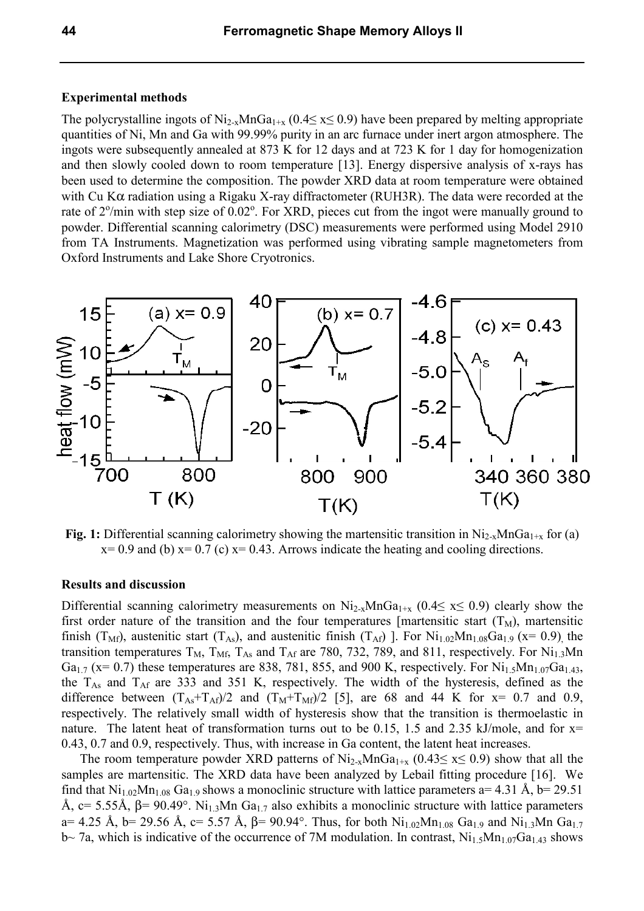### Experimental methods

The polycrystalline ingots of $Ni_{2-x}MnGa_{1+x}$ ($0.4 \leq x \leq 0.9$) have been prepared by melting appropriate quantities of Ni, Mn and Ga with 99.99% purity in an arc furnace under inert argon atmosphere. The ingots were subsequently annealed at 873 K for 12 days and at 723 K for 1 day for homogenization and then slowly cooled down to room temperature [13]. Energy dispersive analysis of x-rays has been used to determine the composition. The powder XRD data at room temperature were obtained with Cu K$\alpha$ radiation using a Rigaku X-ray diffractometer (RUH3R). The data were recorded at the rate of $2^o$/min with step size of $0.02^o$. For XRD, pieces cut from the ingot were manually ground to powder. Differential scanning calorimetry (DSC) measurements were performed using Model 2910 from TA Instruments. Magnetization was performed using vibrating sample magnetometers from Oxford Instruments and Lake Shore Cryotronics.

**Fig. 1:** Differential scanning calorimetry showing the martensitic transition in $Ni_{2-x}MnGa_{1+x}$ for (a) x= 0.9 and (b) x= 0.7 (c) x= 0.43. Arrows indicate the heating and cooling directions.

### Results and discussion

Differential scanning calorimetry measurements on $Ni_{2-x}MnGa_{1+x}$ ($0.4 \leq x \leq 0.9$) clearly show the first order nature of the transition and the four temperatures [martensitic start ($T_M$), martensitic finish ($T_{Mf}$), austenitic start ($T_{As}$), and austenitic finish ($T_{Af}$) ]. For $Ni_{1.02}Mn_{1.08}Ga_{1.9}$ (x= 0.9), the transition temperatures $T_M$, $T_{Mf}$, $T_{As}$ and $T_{Af}$ are 780, 732, 789, and 811, respectively. For $Ni_{1.3}Mn$ $Ga_{1.7}$ (x= 0.7) these temperatures are 838, 781, 855, and 900 K, respectively. For $Ni_{1.5}Mn_{1.07}Ga_{1.43}$, the $T_{As}$ and $T_{Af}$ are 333 and 351 K, respectively. The width of the hysteresis, defined as the difference between $(T_{As}+T_{Af})/2$ and $(T_M+T_{Mf})/2$ [5], are 68 and 44 K for x= 0.7 and 0.9, respectively. The relatively small width of hysteresis show that the transition is thermoelastic in nature. The latent heat of transformation turns out to be 0.15, 1.5 and 2.35 kJ/mole, and for x= 0.43, 0.7 and 0.9, respectively. Thus, with increase in Ga content, the latent heat increases.

The room temperature powder XRD patterns of $Ni_{2-x}MnGa_{1+x}$ ($0.43 \leq x \leq 0.9$) show that all the samples are martensitic. The XRD data have been analyzed by Lebail fitting procedure [16]. We find that $Ni_{1.02}Mn_{1.08}$ $Ga_{1.9}$ shows a monoclinic structure with lattice parameters a= 4.31 Å, b= 29.51 Å, c= 5.55Å, β= 90.49°. $Ni_{1.3}Mn$ $Ga_{1.7}$ also exhibits a monoclinic structure with lattice parameters a= 4.25 Å, b= 29.56 Å, c= 5.57 Å, β= 90.94°. Thus, for both $Ni_{1.02}Mn_{1.08}$ $Ga_{1.9}$ and $Ni_{1.3}Mn$ $Ga_{1.7}$ b~ 7a, which is indicative of the occurrence of 7M modulation. In contrast, $Ni_{1.5}Mn_{1.07}Ga_{1.43}$ shows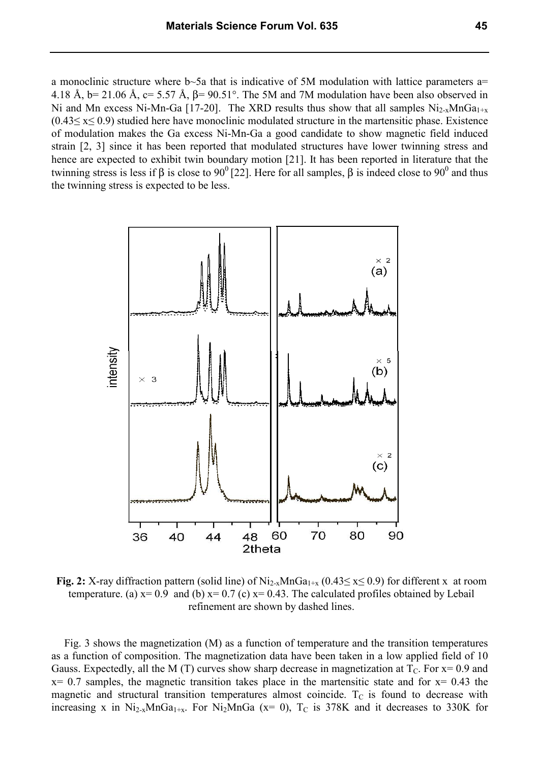a monoclinic structure where b~5a that is indicative of 5M modulation with lattice parameters a= 4.18 Å, b= 21.06 Å, c= 5.57 Å, β= 90.51°. The 5M and 7M modulation have been also observed in Ni and Mn excess Ni-Mn-Ga [17-20]. The XRD results thus show that all samples $Ni_{2-x}MnGa_{1+x}$ ($0.43 \leq x \leq 0.9$) studied here have monoclinic modulated structure in the martensitic phase. Existence of modulation makes the Ga excess Ni-Mn-Ga a good candidate to show magnetic field induced strain [2, 3] since it has been reported that modulated structures have lower twinning stress and hence are expected to exhibit twin boundary motion [21]. It has been reported in literature that the twinning stress is less if β is close to $90^0$ [22]. Here for all samples, β is indeed close to $90^0$ and thus the twinning stress is expected to be less.

**Fig. 2:** X-ray diffraction pattern (solid line) of $Ni_{2-x}MnGa_{1+x}$ ($0.43 \leq x \leq 0.9$) for different x at room temperature. (a) x= 0.9 and (b) x= 0.7 (c) x= 0.43. The calculated profiles obtained by Lebail refinement are shown by dashed lines.

Fig. 3 shows the magnetization (M) as a function of temperature and the transition temperatures as a function of composition. The magnetization data have been taken in a low applied field of 10 Gauss. Expectedly, all the M (T) curves show sharp decrease in magnetization at $T_C$. For x= 0.9 and x= 0.7 samples, the magnetic transition takes place in the martensitic state and for x= 0.43 the magnetic and structural transition temperatures almost coincide. $T_C$ is found to decrease with increasing x in $Ni_{2-x}MnGa_{1+x}$. For $Ni_2MnGa$ (x= 0), $T_C$ is 378K and it decreases to 330K for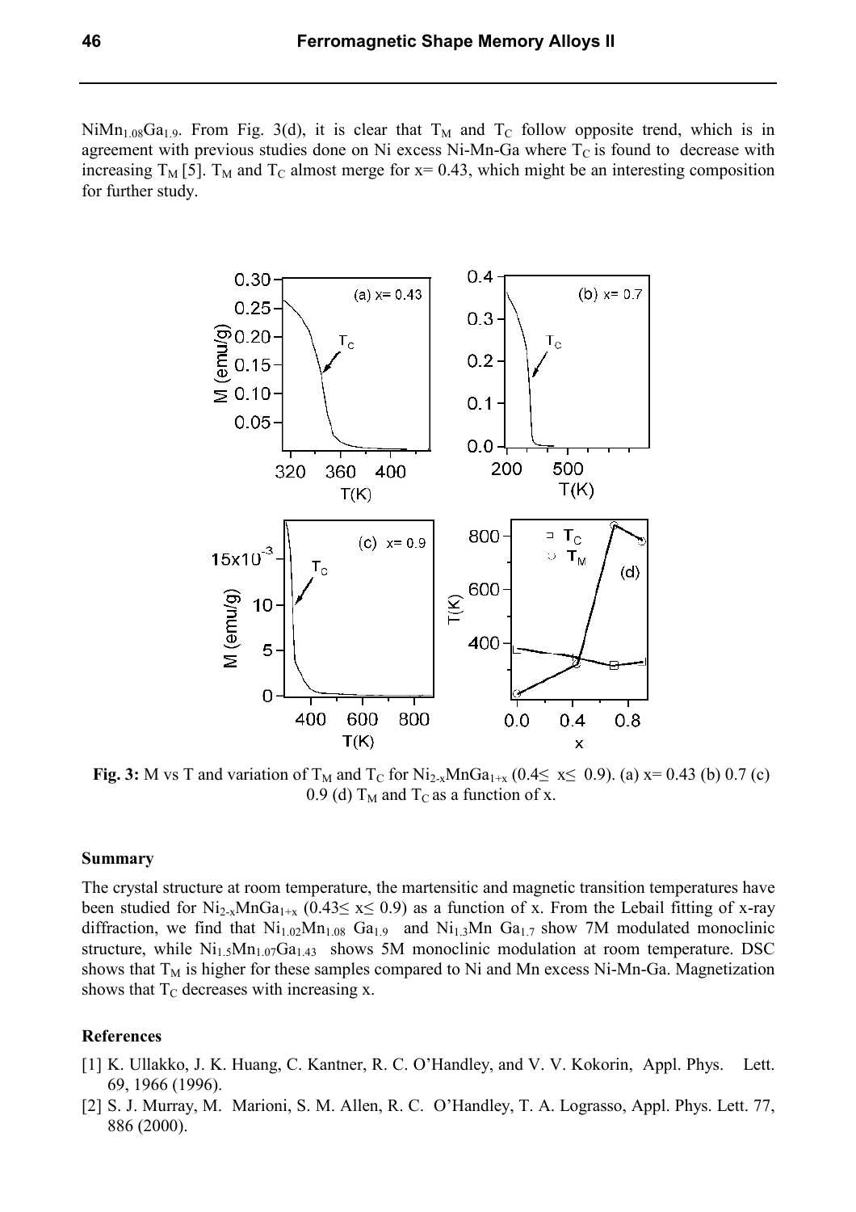$NiMn_{1.08}Ga_{1.9}$. From Fig. 3(d), it is clear that $T_M$ and $T_C$ follow opposite trend, which is in agreement with previous studies done on Ni excess Ni-Mn-Ga where $T_C$ is found to decrease with increasing $T_M$ [5]. $T_M$ and $T_C$ almost merge for x= 0.43, which might be an interesting composition for further study.

**Fig. 3:** M vs T and variation of $T_M$ and $T_C$ for $Ni_{2-x}MnGa_{1+x}$ ($0.4 \leq x \leq 0.9$). (a) x= 0.43 (b) 0.7 (c) 0.9 (d) $T_M$ and $T_C$ as a function of x.

### Summary

The crystal structure at room temperature, the martensitic and magnetic transition temperatures have been studied for $Ni_{2-x}MnGa_{1+x}$ ($0.43 \leq x \leq 0.9$) as a function of x. From the Lebail fitting of x-ray diffraction, we find that $Ni_{1.02}Mn_{1.08}Ga_{1.9}$ and $Ni_{1.3}MnGa_{1.7}$ show 7M modulated monoclinic structure, while $Ni_{1.5}Mn_{1.07}Ga_{1.43}$ shows 5M monoclinic modulation at room temperature. DSC shows that $T_M$ is higher for these samples compared to Ni and Mn excess Ni-Mn-Ga. Magnetization shows that $T_C$ decreases with increasing x.

### References

[1] K. Ullakko, J. K. Huang, C. Kantner, R. C. O'Handley, and V. V. Kokorin, Appl. Phys. Lett. 69, 1966 (1996).

[2] S. J. Murray, M. Marioni, S. M. Allen, R. C. O'Handley, T. A. Lograsso, Appl. Phys. Lett. 77, 886 (2000).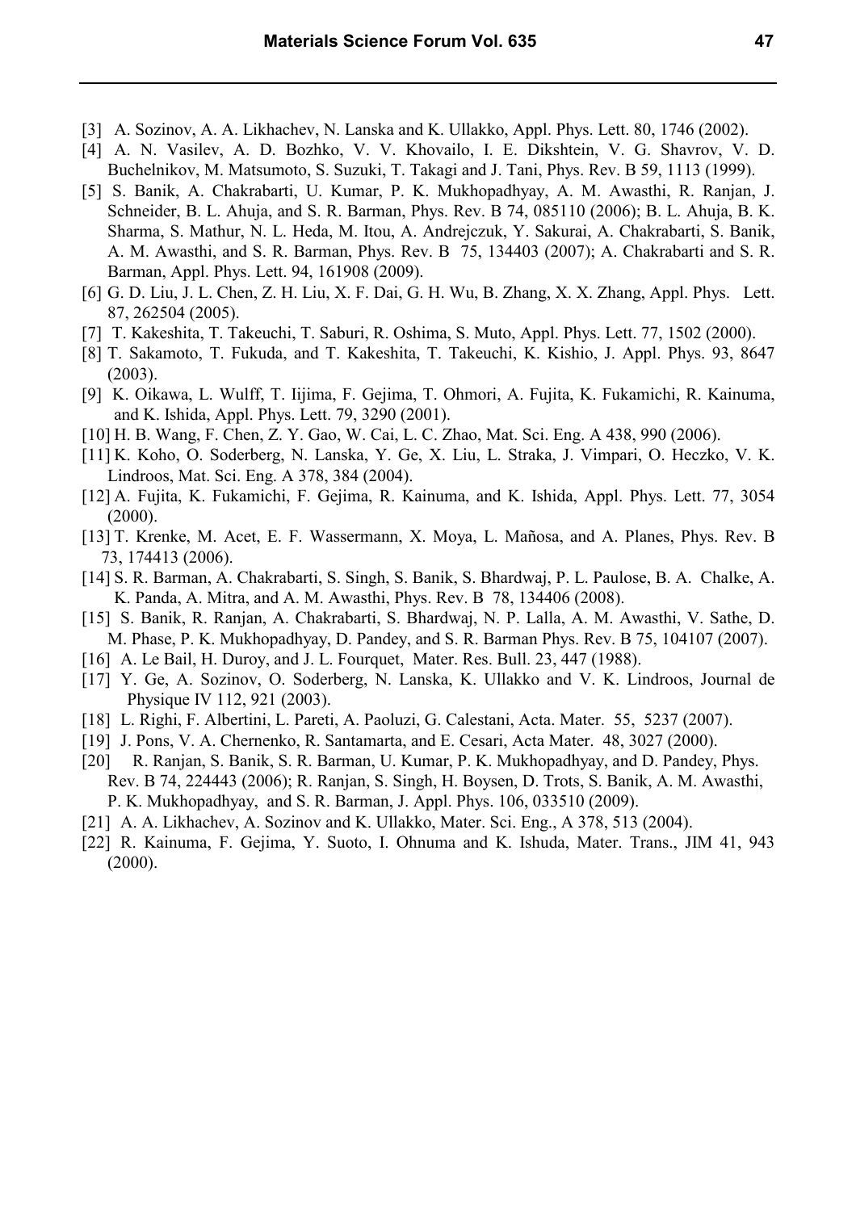[3] A. Sozinov, A. A. Likhachev, N. Lanska and K. Ullakko, Appl. Phys. Lett. 80, 1746 (2002).

[4] A. N. Vasilev, A. D. Bozhko, V. V. Khovailo, I. E. Dikshtein, V. G. Shavrov, V. D. Buchelnikov, M. Matsumoto, S. Suzuki, T. Takagi and J. Tani, Phys. Rev. B 59, 1113 (1999).

[5] S. Banik, A. Chakrabarti, U. Kumar, P. K. Mukhopadhyay, A. M. Awasthi, R. Ranjan, J. Schneider, B. L. Ahuja, and S. R. Barman, Phys. Rev. B 74, 085110 (2006); B. L. Ahuja, B. K. Sharma, S. Mathur, N. L. Heda, M. Itou, A. Andrejczuk, Y. Sakurai, A. Chakrabarti, S. Banik, A. M. Awasthi, and S. R. Barman, Phys. Rev. B 75, 134403 (2007); A. Chakrabarti and S. R. Barman, Appl. Phys. Lett. 94, 161908 (2009).

[6] G. D. Liu, J. L. Chen, Z. H. Liu, X. F. Dai, G. H. Wu, B. Zhang, X. X. Zhang, Appl. Phys. Lett. 87, 262504 (2005).

[7] T. Kakeshita, T. Takeuchi, T. Saburi, R. Oshima, S. Muto, Appl. Phys. Lett. 77, 1502 (2000).

[8] T. Sakamoto, T. Fukuda, and T. Kakeshita, T. Takeuchi, K. Kishio, J. Appl. Phys. 93, 8647 (2003).

[9] K. Oikawa, L. Wulff, T. Iijima, F. Gejima, T. Ohmori, A. Fujita, K. Fukamichi, R. Kainuma, and K. Ishida, Appl. Phys. Lett. 79, 3290 (2001).

[10] H. B. Wang, F. Chen, Z. Y. Gao, W. Cai, L. C. Zhao, Mat. Sci. Eng. A 438, 990 (2006).

[11] K. Koho, O. Soderberg, N. Lanska, Y. Ge, X. Liu, L. Straka, J. Vimpari, O. Heczko, V. K. Lindroos, Mat. Sci. Eng. A 378, 384 (2004).

[12] A. Fujita, K. Fukamichi, F. Gejima, R. Kainuma, and K. Ishida, Appl. Phys. Lett. 77, 3054 (2000).

[13] T. Krenke, M. Acet, E. F. Wassermann, X. Moya, L. Mañosa, and A. Planes, Phys. Rev. B 73, 174413 (2006).

[14] S. R. Barman, A. Chakrabarti, S. Singh, S. Banik, S. Bhardwaj, P. L. Paulose, B. A. Chalke, A. K. Panda, A. Mitra, and A. M. Awasthi, Phys. Rev. B 78, 134406 (2008).

[15] S. Banik, R. Ranjan, A. Chakrabarti, S. Bhardwaj, N. P. Lalla, A. M. Awasthi, V. Sathe, D. M. Phase, P. K. Mukhopadhyay, D. Pandey, and S. R. Barman Phys. Rev. B 75, 104107 (2007).

[16] A. Le Bail, H. Duroy, and J. L. Fourquet, Mater. Res. Bull. 23, 447 (1988).

[17] Y. Ge, A. Sozinov, O. Soderberg, N. Lanska, K. Ullakko and V. K. Lindroos, Journal de Physique IV 112, 921 (2003).

[18] L. Righi, F. Albertini, L. Pareti, A. Paoluzi, G. Calestani, Acta. Mater. 55, 5237 (2007).

[19] J. Pons, V. A. Chernenko, R. Santamarta, and E. Cesari, Acta Mater. 48, 3027 (2000).

[20] R. Ranjan, S. Banik, S. R. Barman, U. Kumar, P. K. Mukhopadhyay, and D. Pandey, Phys. Rev. B 74, 224443 (2006); R. Ranjan, S. Singh, H. Boysen, D. Trots, S. Banik, A. M. Awasthi, P. K. Mukhopadhyay, and S. R. Barman, J. Appl. Phys. 106, 033510 (2009).

[21] A. A. Likhachev, A. Sozinov and K. Ullakko, Mater. Sci. Eng., A 378, 513 (2004).

[22] R. Kainuma, F. Gejima, Y. Suoto, I. Ohnuma and K. Ishuda, Mater. Trans., JIM 41, 943 (2000).